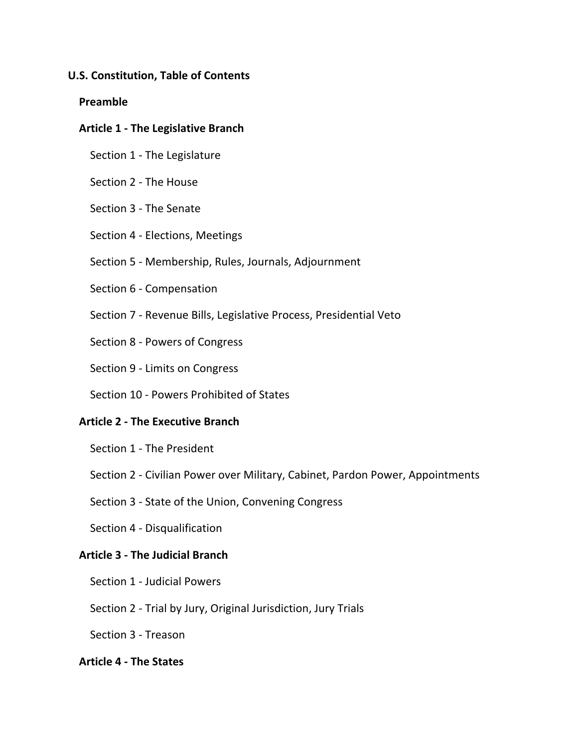# U.S. Constitution, Table of Contents

## Preamble

## Article 1 - The Legislative Branch

- Section 1 - The Legislature
- Section 2 - The House
- Section 3 - The Senate
- Section 4 - Elections, Meetings
- Section 5 - Membership, Rules, Journals, Adjournment
- Section 6 - Compensation
- Section 7 - Revenue Bills, Legislative Process, Presidential Veto
- Section 8 - Powers of Congress
- Section 9 - Limits on Congress
- Section 10 - Powers Prohibited of States

## Article 2 - The Executive Branch

- Section 1 - The President
- Section 2 - Civilian Power over Military, Cabinet, Pardon Power, Appointments
- Section 3 - State of the Union, Convening Congress
- Section 4 - Disqualification

## Article 3 - The Judicial Branch

- Section 1 - Judicial Powers
- Section 2 - Trial by Jury, Original Jurisdiction, Jury Trials
- Section 3 - Treason

## Article 4 - The States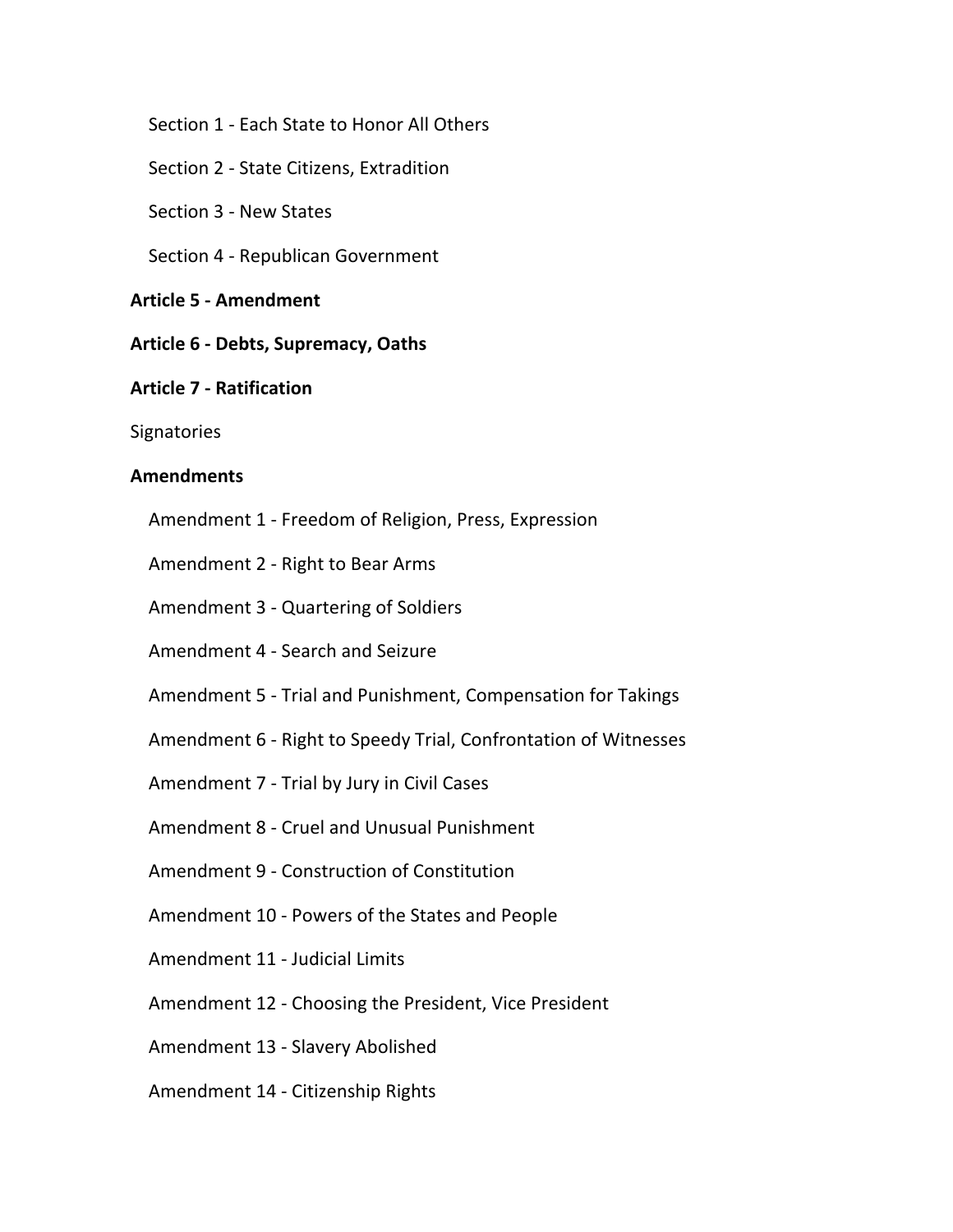- Section 1 - Each State to Honor All Others
- Section 2 - State Citizens, Extradition
- Section 3 - New States
- Section 4 - Republican Government

**Article 5 - Amendment**

**Article 6 - Debts, Supremacy, Oaths**

**Article 7 - Ratification**

Signatories

**Amendments**

- Amendment 1 - Freedom of Religion, Press, Expression
- Amendment 2 - Right to Bear Arms
- Amendment 3 - Quartering of Soldiers
- Amendment 4 - Search and Seizure
- Amendment 5 - Trial and Punishment, Compensation for Takings
- Amendment 6 - Right to Speedy Trial, Confrontation of Witnesses
- Amendment 7 - Trial by Jury in Civil Cases
- Amendment 8 - Cruel and Unusual Punishment
- Amendment 9 - Construction of Constitution
- Amendment 10 - Powers of the States and People
- Amendment 11 - Judicial Limits
- Amendment 12 - Choosing the President, Vice President
- Amendment 13 - Slavery Abolished
- Amendment 14 - Citizenship Rights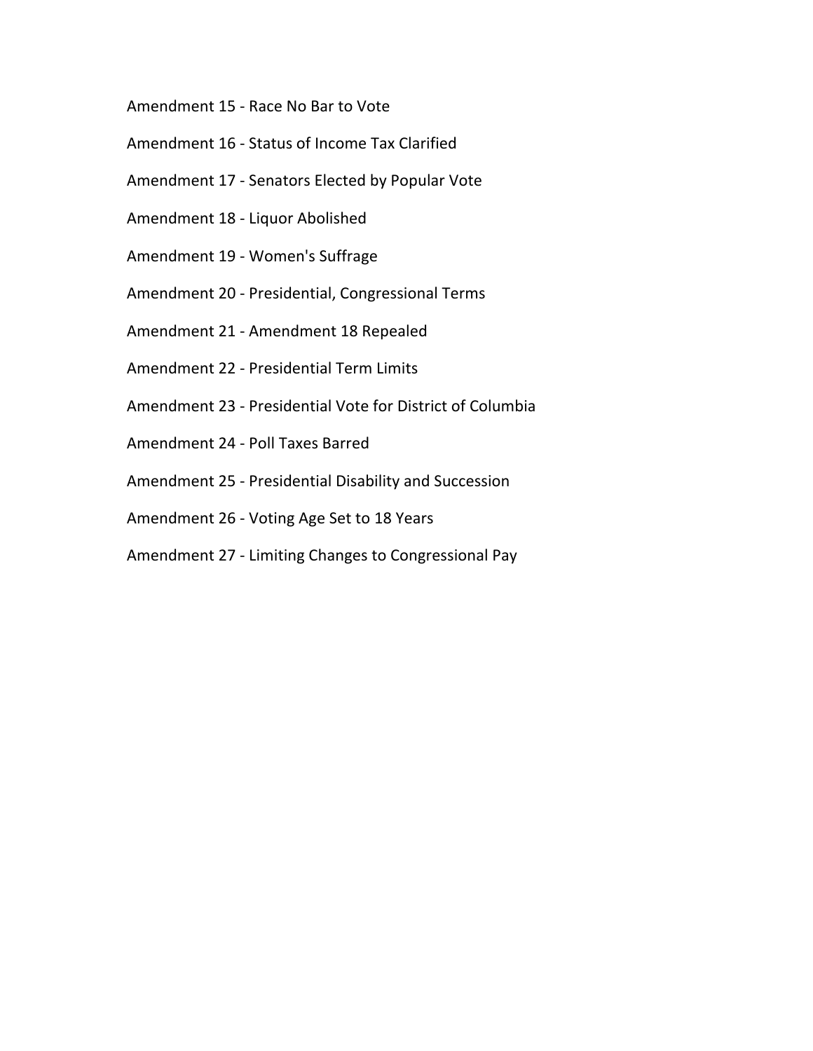Amendment 15 - Race No Bar to Vote

Amendment 16 - Status of Income Tax Clarified

Amendment 17 - Senators Elected by Popular Vote

Amendment 18 - Liquor Abolished

Amendment 19 - Women's Suffrage

Amendment 20 - Presidential, Congressional Terms

Amendment 21 - Amendment 18 Repealed

Amendment 22 - Presidential Term Limits

Amendment 23 - Presidential Vote for District of Columbia

Amendment 24 - Poll Taxes Barred

Amendment 25 - Presidential Disability and Succession

Amendment 26 - Voting Age Set to 18 Years

Amendment 27 - Limiting Changes to Congressional Pay